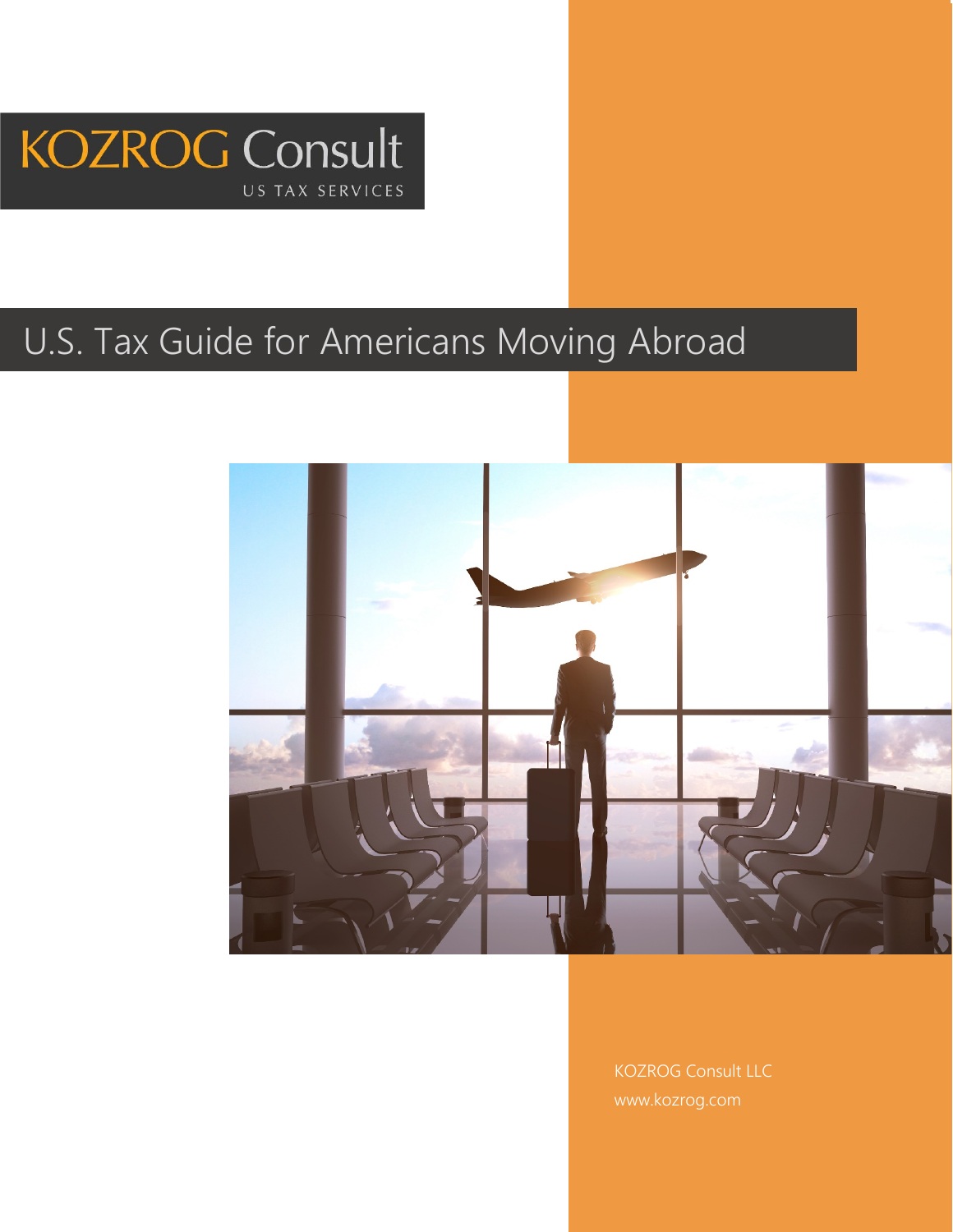KOZROG Consult

US TAX SERVICES

# U.S. Tax Guide for Americans Moving Abroad

KOZROG Consult LLC

www.kozrog.com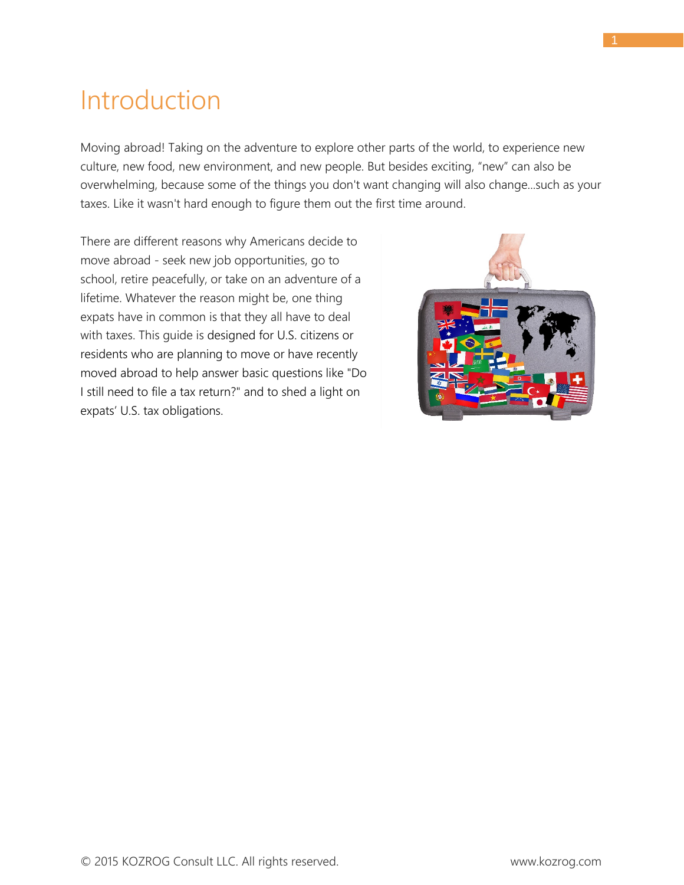# Introduction

Moving abroad! Taking on the adventure to explore other parts of the world, to experience new culture, new food, new environment, and new people. But besides exciting, "new" can also be overwhelming, because some of the things you don't want changing will also change...such as your taxes. Like it wasn't hard enough to figure them out the first time around.

There are different reasons why Americans decide to move abroad - seek new job opportunities, go to school, retire peacefully, or take on an adventure of a lifetime. Whatever the reason might be, one thing expats have in common is that they all have to deal with taxes. This guide is designed for U.S. citizens or residents who are planning to move or have recently moved abroad to help answer basic questions like "Do I still need to file a tax return?" and to shed a light on expats' U.S. tax obligations.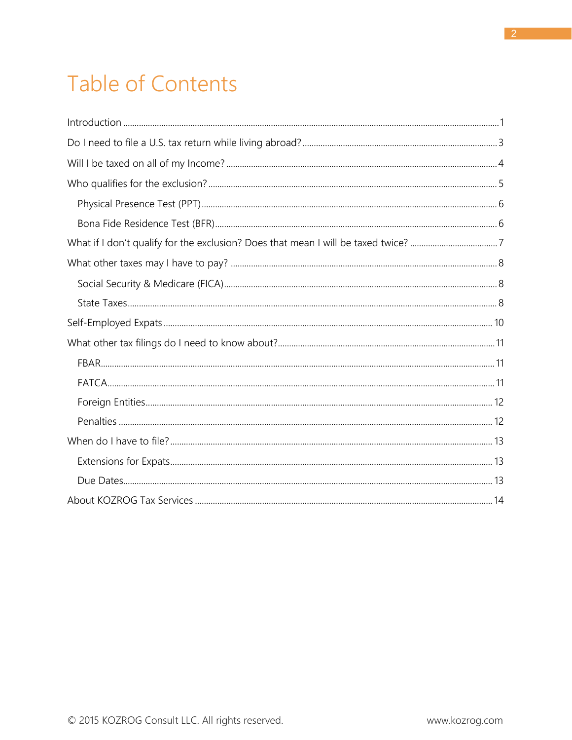# Table of Contents

- Introduction .......... 1
- Do I need to file a U.S. tax return while living abroad? .......... 3
- Will I be taxed on all of my Income? .......... 4
- Who qualifies for the exclusion? .......... 5
  - Physical Presence Test (PPT) .......... 6
  - Bona Fide Residence Test (BFR) .......... 6
- What if I don't qualify for the exclusion? Does that mean I will be taxed twice? .......... 7
- What other taxes may I have to pay? .......... 8
  - Social Security & Medicare (FICA) .......... 8
  - State Taxes .......... 8
- Self-Employed Expats .......... 10
- What other tax filings do I need to know about? .......... 11
  - FBAR .......... 11
  - FATCA .......... 11
  - Foreign Entities .......... 12
  - Penalties .......... 12
- When do I have to file? .......... 13
  - Extensions for Expats .......... 13
  - Due Dates .......... 13
- About KOZROG Tax Services .......... 14

© 2015 KOZROG Consult LLC. All rights reserved.

www.kozrog.com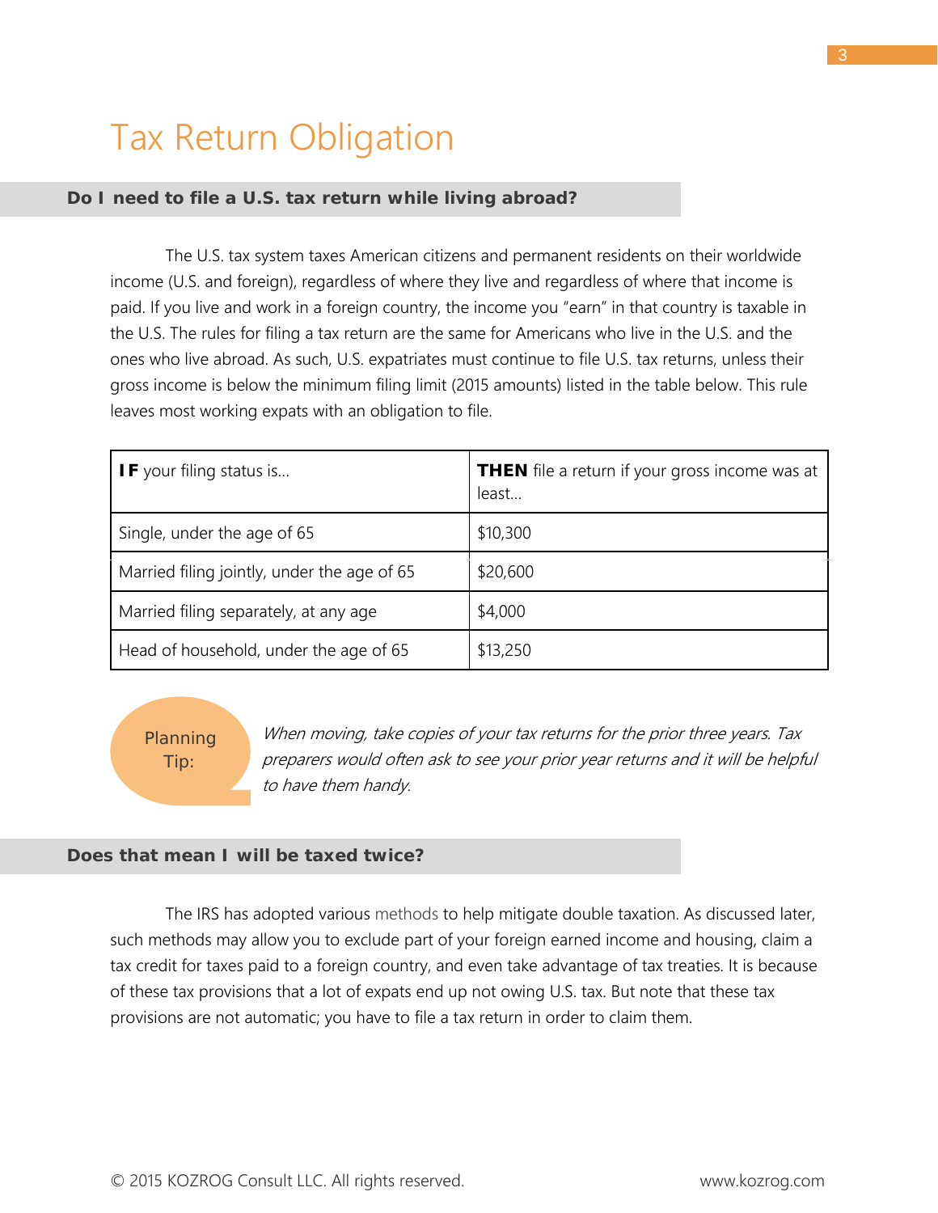# Tax Return Obligation

## Do I need to file a U.S. tax return while living abroad?

The U.S. tax system taxes American citizens and permanent residents on their worldwide income (U.S. and foreign), regardless of where they live and regardless of where that income is paid. If you live and work in a foreign country, the income you "earn" in that country is taxable in the U.S. The rules for filing a tax return are the same for Americans who live in the U.S. and the ones who live abroad. As such, U.S. expatriates must continue to file U.S. tax returns, unless their gross income is below the minimum filing limit (2015 amounts) listed in the table below. This rule leaves most working expats with an obligation to file.

| **IF** your filing status is... | **THEN** file a return if your gross income was at least... |
|---|---|
| Single, under the age of 65 | $10,300 |
| Married filing jointly, under the age of 65 | $20,600 |
| Married filing separately, at any age | $4,000 |
| Head of household, under the age of 65 | $13,250 |

Planning Tip: *When moving, take copies of your tax returns for the prior three years. Tax preparers would often ask to see your prior year returns and it will be helpful to have them handy.*

## Does that mean I will be taxed twice?

The IRS has adopted various methods to help mitigate double taxation. As discussed later, such methods may allow you to exclude part of your foreign earned income and housing, claim a tax credit for taxes paid to a foreign country, and even take advantage of tax treaties. It is because of these tax provisions that a lot of expats end up not owing U.S. tax. But note that these tax provisions are not automatic; you have to file a tax return in order to claim them.

© 2015 KOZROG Consult LLC. All rights reserved. www.kozrog.com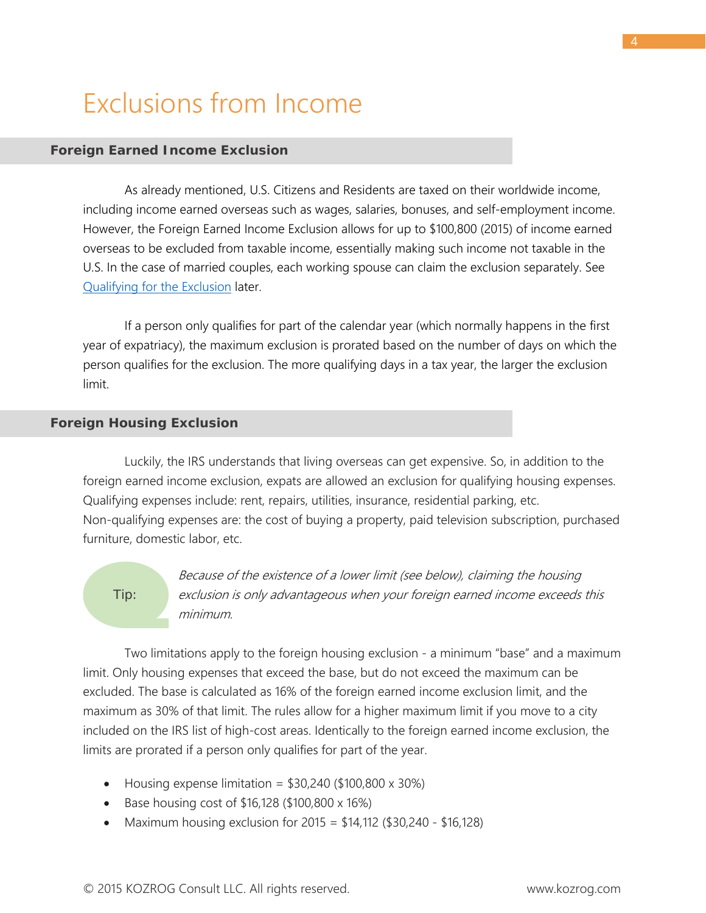# Exclusions from Income

## Foreign Earned Income Exclusion

As already mentioned, U.S. Citizens and Residents are taxed on their worldwide income, including income earned overseas such as wages, salaries, bonuses, and self-employment income. However, the Foreign Earned Income Exclusion allows for up to $100,800 (2015) of income earned overseas to be excluded from taxable income, essentially making such income not taxable in the U.S. In the case of married couples, each working spouse can claim the exclusion separately. See [Qualifying for the Exclusion] later.

If a person only qualifies for part of the calendar year (which normally happens in the first year of expatriacy), the maximum exclusion is prorated based on the number of days on which the person qualifies for the exclusion. The more qualifying days in a tax year, the larger the exclusion limit.

## Foreign Housing Exclusion

Luckily, the IRS understands that living overseas can get expensive. So, in addition to the foreign earned income exclusion, expats are allowed an exclusion for qualifying housing expenses. Qualifying expenses include: rent, repairs, utilities, insurance, residential parking, etc. Non-qualifying expenses are: the cost of buying a property, paid television subscription, purchased furniture, domestic labor, etc.

Tip: *Because of the existence of a lower limit (see below), claiming the housing exclusion is only advantageous when your foreign earned income exceeds this minimum.*

Two limitations apply to the foreign housing exclusion - a minimum "base" and a maximum limit. Only housing expenses that exceed the base, but do not exceed the maximum can be excluded. The base is calculated as 16% of the foreign earned income exclusion limit, and the maximum as 30% of that limit. The rules allow for a higher maximum limit if you move to a city included on the IRS list of high-cost areas. Identically to the foreign earned income exclusion, the limits are prorated if a person only qualifies for part of the year.

- Housing expense limitation = $30,240 ($100,800 x 30%)
- Base housing cost of $16,128 ($100,800 x 16%)
- Maximum housing exclusion for 2015 = $14,112 ($30,240 - $16,128)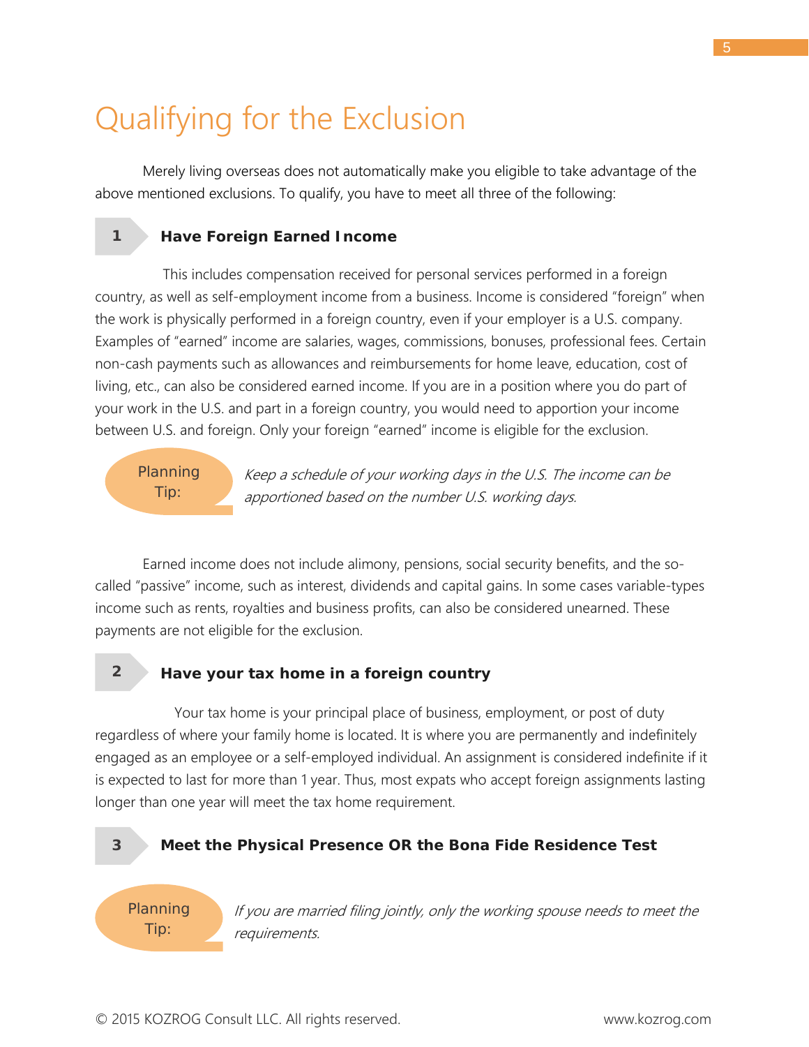# Qualifying for the Exclusion

Merely living overseas does not automatically make you eligible to take advantage of the above mentioned exclusions. To qualify, you have to meet all three of the following:

## 1 Have Foreign Earned Income

This includes compensation received for personal services performed in a foreign country, as well as self-employment income from a business. Income is considered "foreign" when the work is physically performed in a foreign country, even if your employer is a U.S. company. Examples of "earned" income are salaries, wages, commissions, bonuses, professional fees. Certain non-cash payments such as allowances and reimbursements for home leave, education, cost of living, etc., can also be considered earned income. If you are in a position where you do part of your work in the U.S. and part in a foreign country, you would need to apportion your income between U.S. and foreign. Only your foreign "earned" income is eligible for the exclusion.

**Planning Tip:** *Keep a schedule of your working days in the U.S. The income can be apportioned based on the number U.S. working days.*

Earned income does not include alimony, pensions, social security benefits, and the so-called "passive" income, such as interest, dividends and capital gains. In some cases variable-types income such as rents, royalties and business profits, can also be considered unearned. These payments are not eligible for the exclusion.

## 2 Have your tax home in a foreign country

Your tax home is your principal place of business, employment, or post of duty regardless of where your family home is located. It is where you are permanently and indefinitely engaged as an employee or a self-employed individual. An assignment is considered indefinite if it is expected to last for more than 1 year. Thus, most expats who accept foreign assignments lasting longer than one year will meet the tax home requirement.

## 3 Meet the Physical Presence OR the Bona Fide Residence Test

**Planning Tip:** *If you are married filing jointly, only the working spouse needs to meet the requirements.*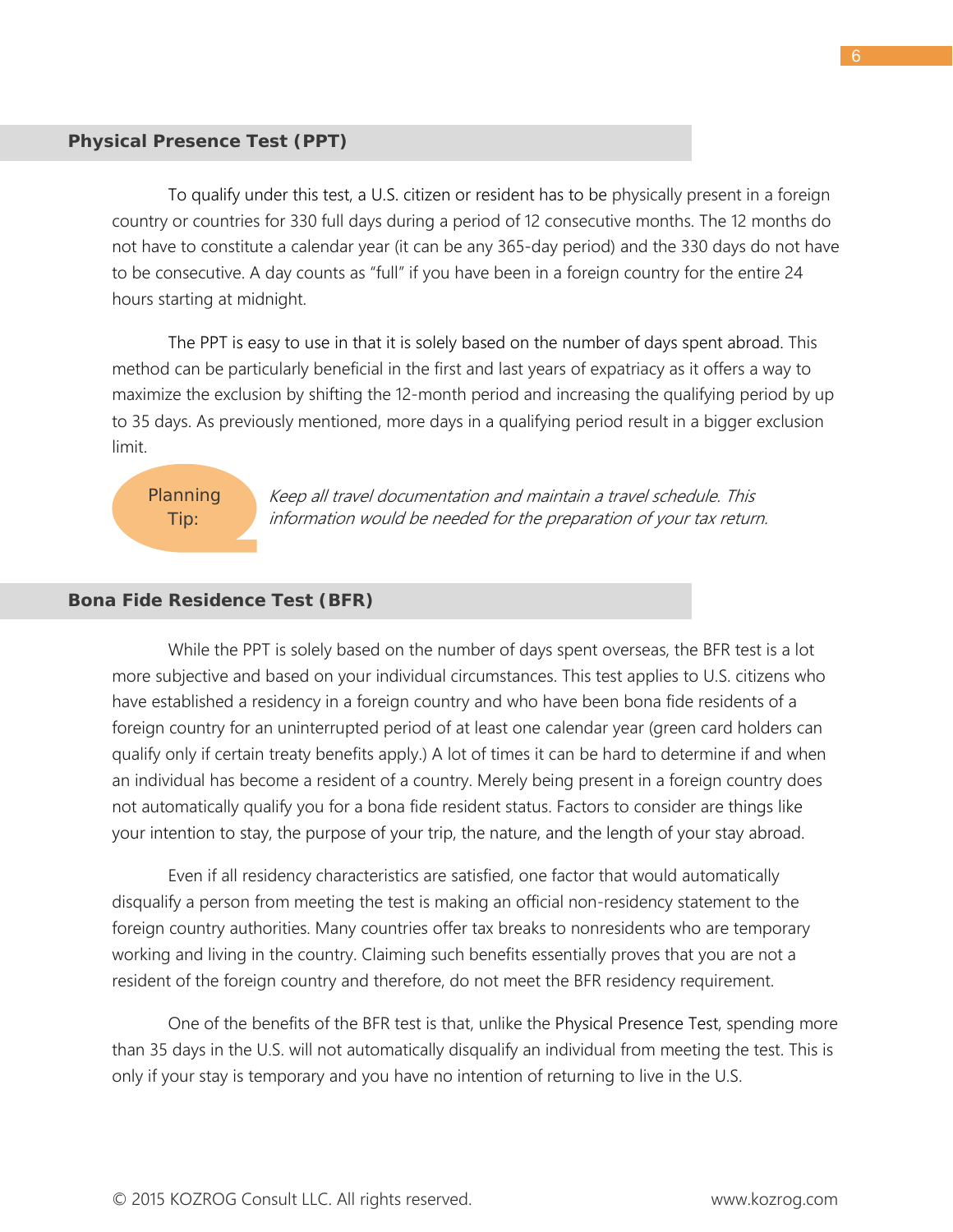## Physical Presence Test (PPT)

To qualify under this test, a U.S. citizen or resident has to be physically present in a foreign country or countries for 330 full days during a period of 12 consecutive months. The 12 months do not have to constitute a calendar year (it can be any 365-day period) and the 330 days do not have to be consecutive. A day counts as "full" if you have been in a foreign country for the entire 24 hours starting at midnight.

The PPT is easy to use in that it is solely based on the number of days spent abroad. This method can be particularly beneficial in the first and last years of expatriacy as it offers a way to maximize the exclusion by shifting the 12-month period and increasing the qualifying period by up to 35 days. As previously mentioned, more days in a qualifying period result in a bigger exclusion limit.

**Planning Tip:** *Keep all travel documentation and maintain a travel schedule. This information would be needed for the preparation of your tax return.*

## Bona Fide Residence Test (BFR)

While the PPT is solely based on the number of days spent overseas, the BFR test is a lot more subjective and based on your individual circumstances. This test applies to U.S. citizens who have established a residency in a foreign country and who have been bona fide residents of a foreign country for an uninterrupted period of at least one calendar year (green card holders can qualify only if certain treaty benefits apply.) A lot of times it can be hard to determine if and when an individual has become a resident of a country. Merely being present in a foreign country does not automatically qualify you for a bona fide resident status. Factors to consider are things like your intention to stay, the purpose of your trip, the nature, and the length of your stay abroad.

Even if all residency characteristics are satisfied, one factor that would automatically disqualify a person from meeting the test is making an official non-residency statement to the foreign country authorities. Many countries offer tax breaks to nonresidents who are temporary working and living in the country. Claiming such benefits essentially proves that you are not a resident of the foreign country and therefore, do not meet the BFR residency requirement.

One of the benefits of the BFR test is that, unlike the Physical Presence Test, spending more than 35 days in the U.S. will not automatically disqualify an individual from meeting the test. This is only if your stay is temporary and you have no intention of returning to live in the U.S.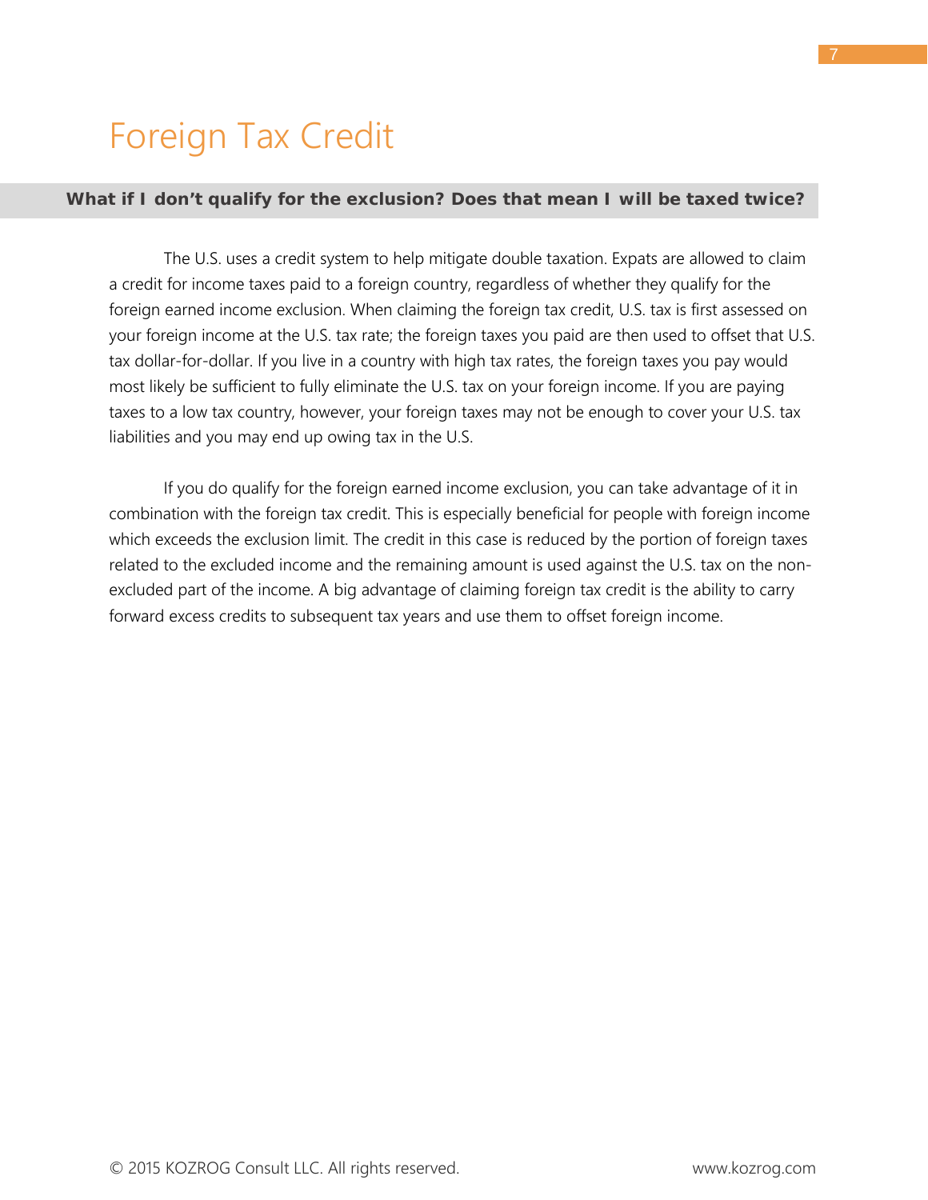# Foreign Tax Credit

**What if I don’t qualify for the exclusion? Does that mean I will be taxed twice?**

The U.S. uses a credit system to help mitigate double taxation. Expats are allowed to claim a credit for income taxes paid to a foreign country, regardless of whether they qualify for the foreign earned income exclusion. When claiming the foreign tax credit, U.S. tax is first assessed on your foreign income at the U.S. tax rate; the foreign taxes you paid are then used to offset that U.S. tax dollar-for-dollar. If you live in a country with high tax rates, the foreign taxes you pay would most likely be sufficient to fully eliminate the U.S. tax on your foreign income. If you are paying taxes to a low tax country, however, your foreign taxes may not be enough to cover your U.S. tax liabilities and you may end up owing tax in the U.S.

If you do qualify for the foreign earned income exclusion, you can take advantage of it in combination with the foreign tax credit. This is especially beneficial for people with foreign income which exceeds the exclusion limit. The credit in this case is reduced by the portion of foreign taxes related to the excluded income and the remaining amount is used against the U.S. tax on the non-excluded part of the income. A big advantage of claiming foreign tax credit is the ability to carry forward excess credits to subsequent tax years and use them to offset foreign income.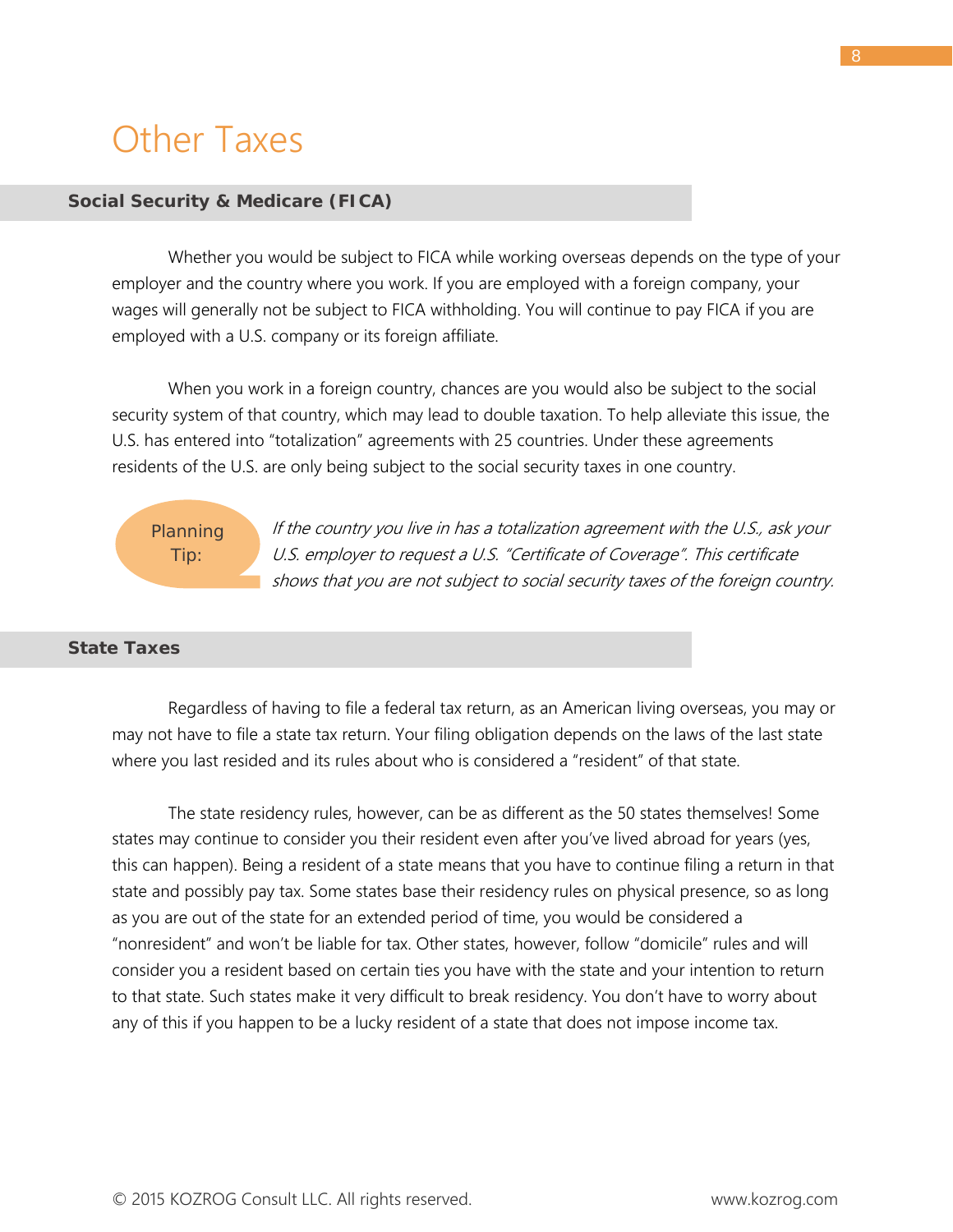# Other Taxes

## Social Security & Medicare (FICA)

Whether you would be subject to FICA while working overseas depends on the type of your employer and the country where you work. If you are employed with a foreign company, your wages will generally not be subject to FICA withholding. You will continue to pay FICA if you are employed with a U.S. company or its foreign affiliate.

When you work in a foreign country, chances are you would also be subject to the social security system of that country, which may lead to double taxation. To help alleviate this issue, the U.S. has entered into "totalization" agreements with 25 countries. Under these agreements residents of the U.S. are only being subject to the social security taxes in one country.

**Planning Tip:** *If the country you live in has a totalization agreement with the U.S., ask your U.S. employer to request a U.S. "Certificate of Coverage". This certificate shows that you are not subject to social security taxes of the foreign country.*

## State Taxes

Regardless of having to file a federal tax return, as an American living overseas, you may or may not have to file a state tax return. Your filing obligation depends on the laws of the last state where you last resided and its rules about who is considered a "resident" of that state.

The state residency rules, however, can be as different as the 50 states themselves! Some states may continue to consider you their resident even after you've lived abroad for years (yes, this can happen). Being a resident of a state means that you have to continue filing a return in that state and possibly pay tax. Some states base their residency rules on physical presence, so as long as you are out of the state for an extended period of time, you would be considered a "nonresident" and won't be liable for tax. Other states, however, follow "domicile" rules and will consider you a resident based on certain ties you have with the state and your intention to return to that state. Such states make it very difficult to break residency. You don't have to worry about any of this if you happen to be a lucky resident of a state that does not impose income tax.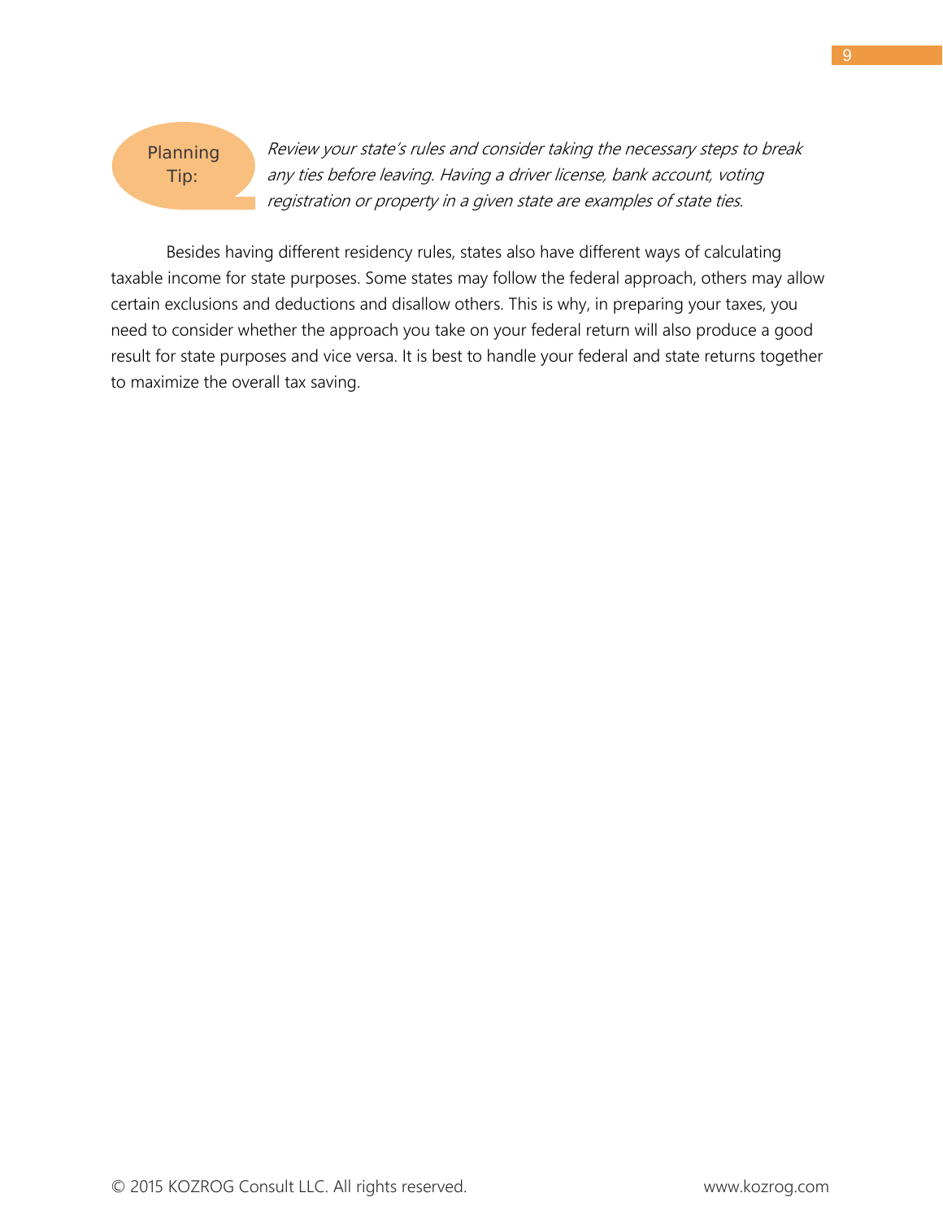**Planning Tip:** *Review your state's rules and consider taking the necessary steps to break any ties before leaving. Having a driver license, bank account, voting registration or property in a given state are examples of state ties.*

Besides having different residency rules, states also have different ways of calculating taxable income for state purposes. Some states may follow the federal approach, others may allow certain exclusions and deductions and disallow others. This is why, in preparing your taxes, you need to consider whether the approach you take on your federal return will also produce a good result for state purposes and vice versa. It is best to handle your federal and state returns together to maximize the overall tax saving.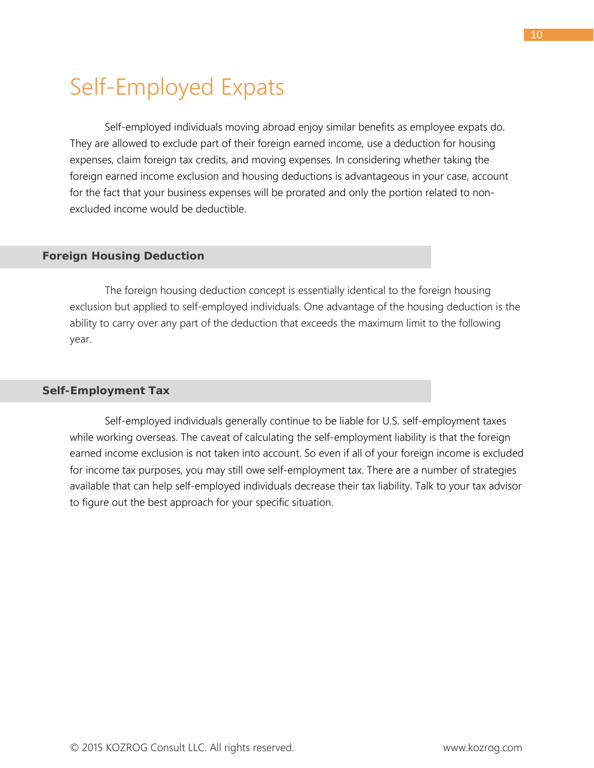# Self-Employed Expats

Self-employed individuals moving abroad enjoy similar benefits as employee expats do. They are allowed to exclude part of their foreign earned income, use a deduction for housing expenses, claim foreign tax credits, and moving expenses. In considering whether taking the foreign earned income exclusion and housing deductions is advantageous in your case, account for the fact that your business expenses will be prorated and only the portion related to non-excluded income would be deductible.

## Foreign Housing Deduction

The foreign housing deduction concept is essentially identical to the foreign housing exclusion but applied to self-employed individuals. One advantage of the housing deduction is the ability to carry over any part of the deduction that exceeds the maximum limit to the following year.

## Self-Employment Tax

Self-employed individuals generally continue to be liable for U.S. self-employment taxes while working overseas. The caveat of calculating the self-employment liability is that the foreign earned income exclusion is not taken into account. So even if all of your foreign income is excluded for income tax purposes, you may still owe self-employment tax. There are a number of strategies available that can help self-employed individuals decrease their tax liability. Talk to your tax advisor to figure out the best approach for your specific situation.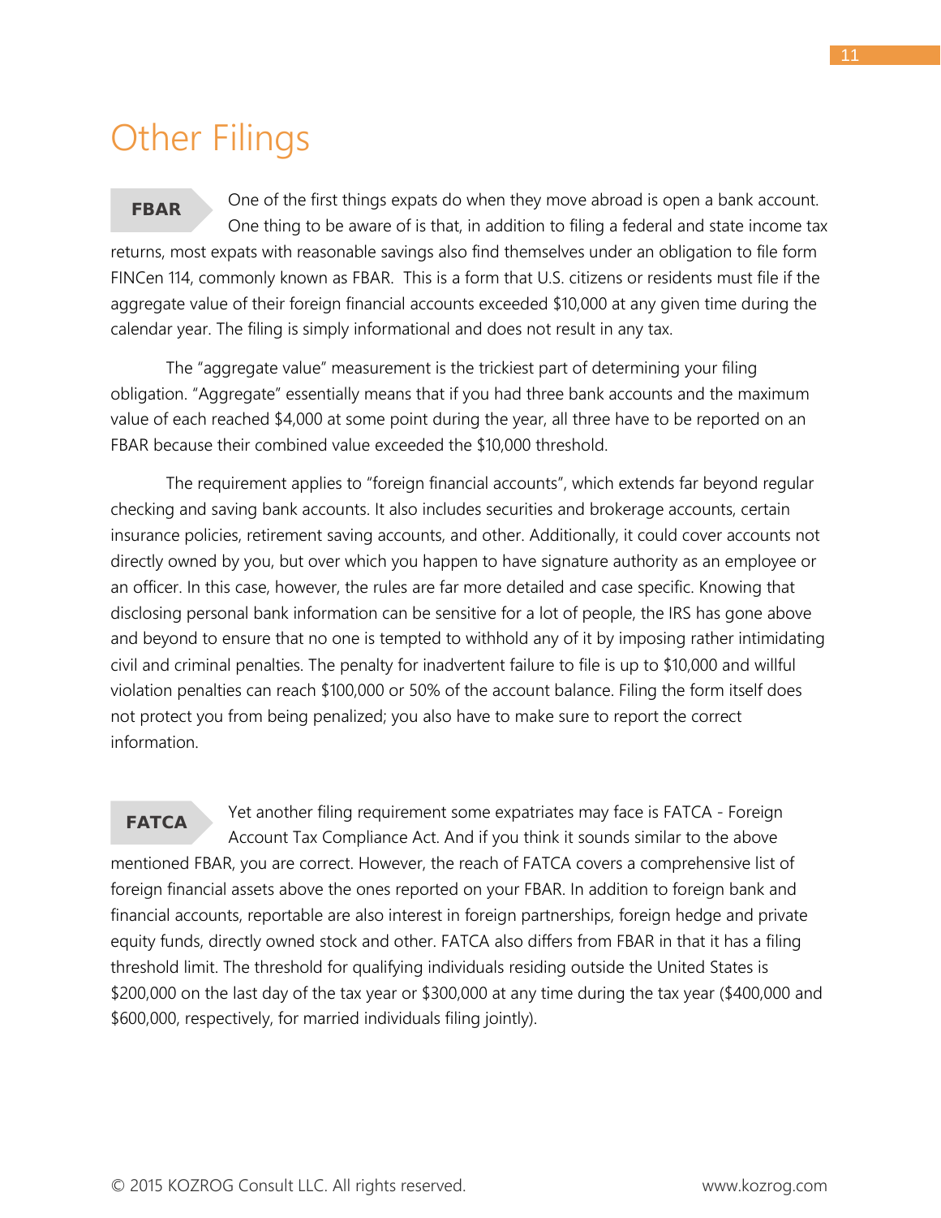# Other Filings

**FBAR**

One of the first things expats do when they move abroad is open a bank account. One thing to be aware of is that, in addition to filing a federal and state income tax returns, most expats with reasonable savings also find themselves under an obligation to file form FINCen 114, commonly known as FBAR. This is a form that U.S. citizens or residents must file if the aggregate value of their foreign financial accounts exceeded $10,000 at any given time during the calendar year. The filing is simply informational and does not result in any tax.

The "aggregate value" measurement is the trickiest part of determining your filing obligation. "Aggregate" essentially means that if you had three bank accounts and the maximum value of each reached $4,000 at some point during the year, all three have to be reported on an FBAR because their combined value exceeded the $10,000 threshold.

The requirement applies to "foreign financial accounts", which extends far beyond regular checking and saving bank accounts. It also includes securities and brokerage accounts, certain insurance policies, retirement saving accounts, and other. Additionally, it could cover accounts not directly owned by you, but over which you happen to have signature authority as an employee or an officer. In this case, however, the rules are far more detailed and case specific. Knowing that disclosing personal bank information can be sensitive for a lot of people, the IRS has gone above and beyond to ensure that no one is tempted to withhold any of it by imposing rather intimidating civil and criminal penalties. The penalty for inadvertent failure to file is up to $10,000 and willful violation penalties can reach $100,000 or 50% of the account balance. Filing the form itself does not protect you from being penalized; you also have to make sure to report the correct information.

**FATCA**

Yet another filing requirement some expatriates may face is FATCA - Foreign Account Tax Compliance Act. And if you think it sounds similar to the above mentioned FBAR, you are correct. However, the reach of FATCA covers a comprehensive list of foreign financial assets above the ones reported on your FBAR. In addition to foreign bank and financial accounts, reportable are also interest in foreign partnerships, foreign hedge and private equity funds, directly owned stock and other. FATCA also differs from FBAR in that it has a filing threshold limit. The threshold for qualifying individuals residing outside the United States is $200,000 on the last day of the tax year or $300,000 at any time during the tax year ($400,000 and $600,000, respectively, for married individuals filing jointly).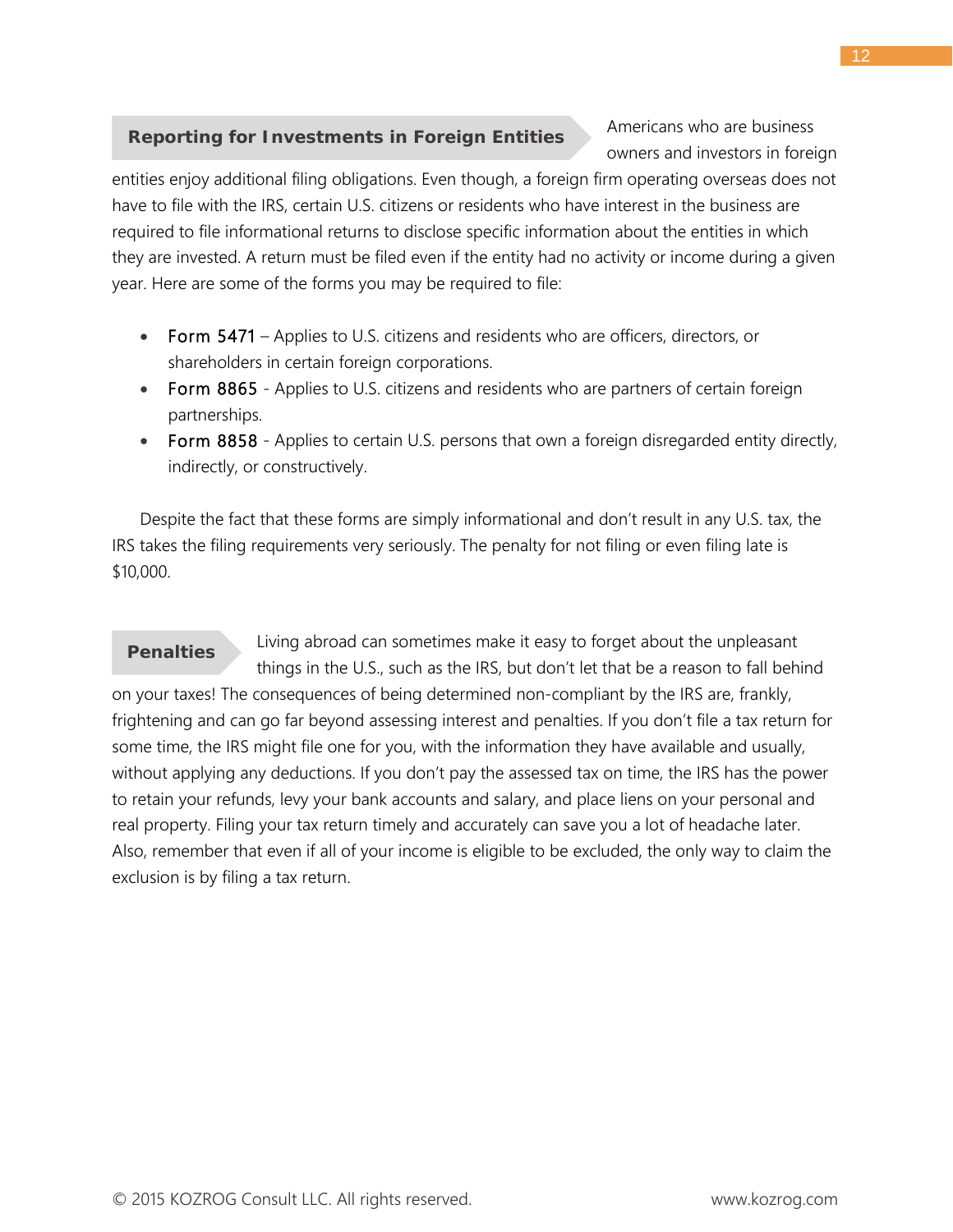## Reporting for Investments in Foreign Entities

Americans who are business owners and investors in foreign entities enjoy additional filing obligations. Even though, a foreign firm operating overseas does not have to file with the IRS, certain U.S. citizens or residents who have interest in the business are required to file informational returns to disclose specific information about the entities in which they are invested. A return must be filed even if the entity had no activity or income during a given year. Here are some of the forms you may be required to file:

- Form 5471 – Applies to U.S. citizens and residents who are officers, directors, or shareholders in certain foreign corporations.
- Form 8865 - Applies to U.S. citizens and residents who are partners of certain foreign partnerships.
- Form 8858 - Applies to certain U.S. persons that own a foreign disregarded entity directly, indirectly, or constructively.

Despite the fact that these forms are simply informational and don't result in any U.S. tax, the IRS takes the filing requirements very seriously. The penalty for not filing or even filing late is $10,000.

## Penalties

Living abroad can sometimes make it easy to forget about the unpleasant things in the U.S., such as the IRS, but don't let that be a reason to fall behind on your taxes! The consequences of being determined non-compliant by the IRS are, frankly, frightening and can go far beyond assessing interest and penalties. If you don't file a tax return for some time, the IRS might file one for you, with the information they have available and usually, without applying any deductions. If you don't pay the assessed tax on time, the IRS has the power to retain your refunds, levy your bank accounts and salary, and place liens on your personal and real property. Filing your tax return timely and accurately can save you a lot of headache later. Also, remember that even if all of your income is eligible to be excluded, the only way to claim the exclusion is by filing a tax return.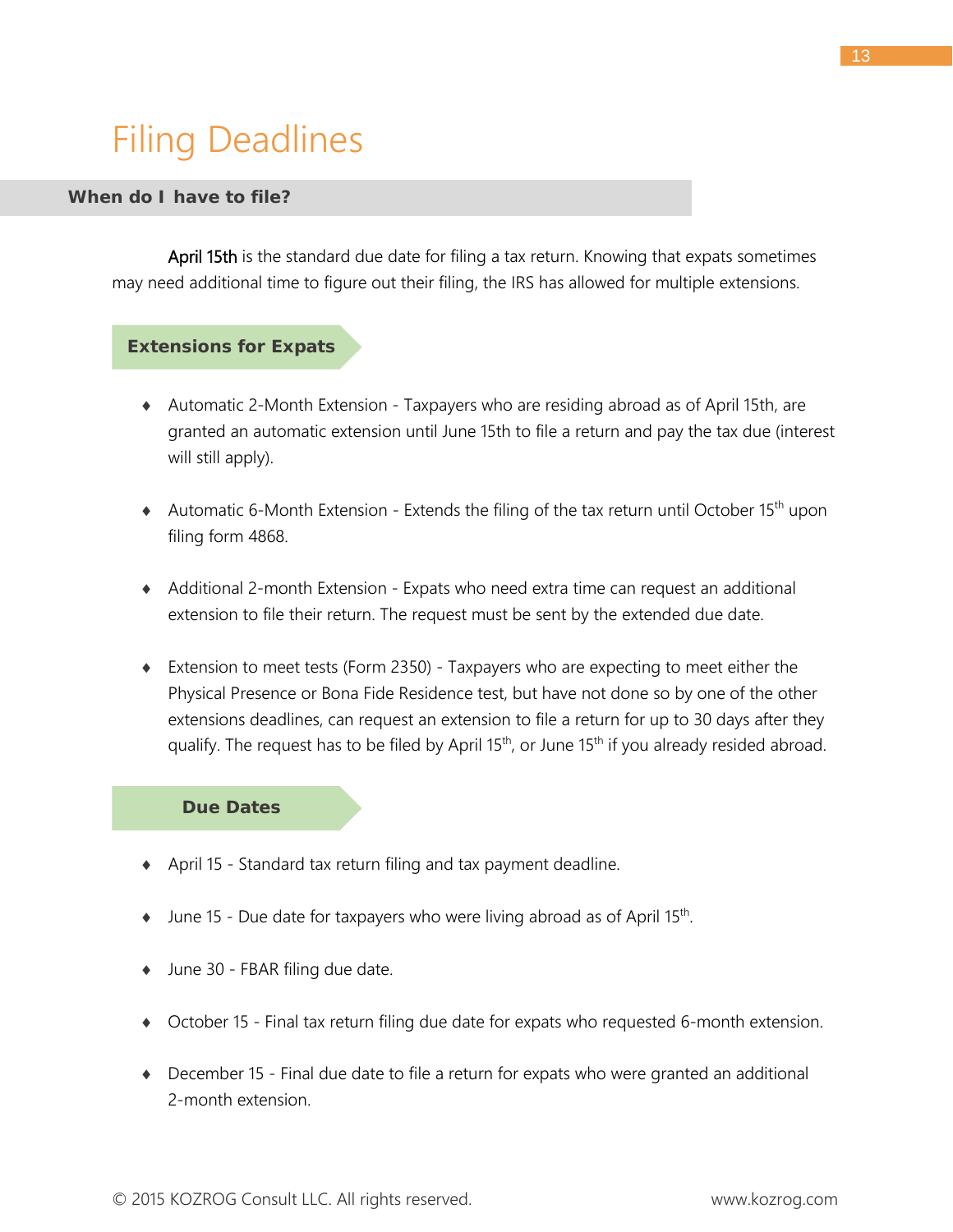# Filing Deadlines

## When do I have to file?

April 15th is the standard due date for filing a tax return. Knowing that expats sometimes may need additional time to figure out their filing, the IRS has allowed for multiple extensions.

### Extensions for Expats

- Automatic 2-Month Extension - Taxpayers who are residing abroad as of April 15th, are granted an automatic extension until June 15th to file a return and pay the tax due (interest will still apply).
- Automatic 6-Month Extension - Extends the filing of the tax return until October 15th upon filing form 4868.
- Additional 2-month Extension - Expats who need extra time can request an additional extension to file their return. The request must be sent by the extended due date.
- Extension to meet tests (Form 2350) - Taxpayers who are expecting to meet either the Physical Presence or Bona Fide Residence test, but have not done so by one of the other extensions deadlines, can request an extension to file a return for up to 30 days after they qualify. The request has to be filed by April 15th, or June 15th if you already resided abroad.

### Due Dates

- April 15 - Standard tax return filing and tax payment deadline.
- June 15 - Due date for taxpayers who were living abroad as of April 15th.
- June 30 - FBAR filing due date.
- October 15 - Final tax return filing due date for expats who requested 6-month extension.
- December 15 - Final due date to file a return for expats who were granted an additional 2-month extension.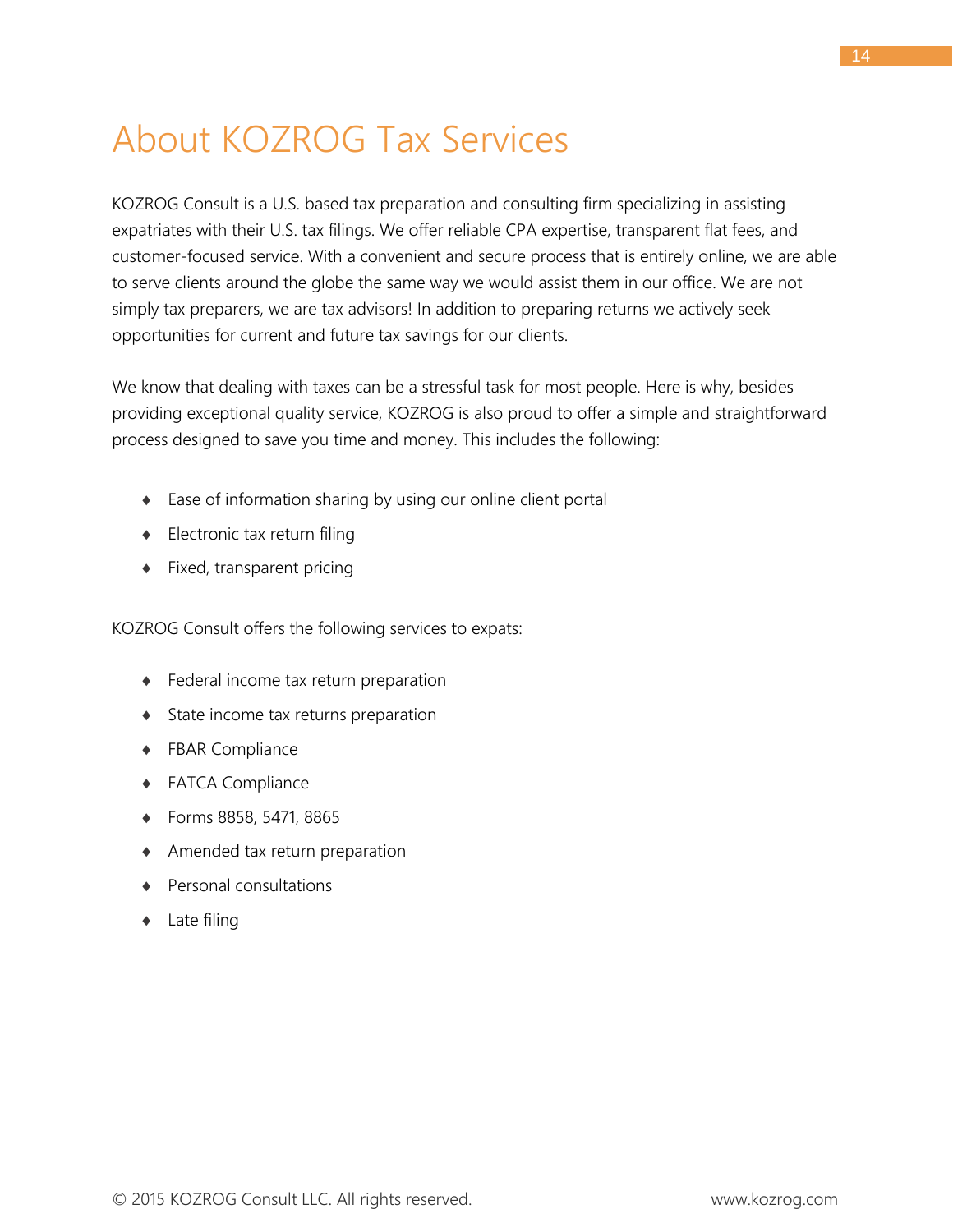# About KOZROG Tax Services

KOZROG Consult is a U.S. based tax preparation and consulting firm specializing in assisting expatriates with their U.S. tax filings. We offer reliable CPA expertise, transparent flat fees, and customer-focused service. With a convenient and secure process that is entirely online, we are able to serve clients around the globe the same way we would assist them in our office. We are not simply tax preparers, we are tax advisors! In addition to preparing returns we actively seek opportunities for current and future tax savings for our clients.

We know that dealing with taxes can be a stressful task for most people. Here is why, besides providing exceptional quality service, KOZROG is also proud to offer a simple and straightforward process designed to save you time and money. This includes the following:

- Ease of information sharing by using our online client portal
- Electronic tax return filing
- Fixed, transparent pricing

KOZROG Consult offers the following services to expats:

- Federal income tax return preparation
- State income tax returns preparation
- FBAR Compliance
- FATCA Compliance
- Forms 8858, 5471, 8865
- Amended tax return preparation
- Personal consultations
- Late filing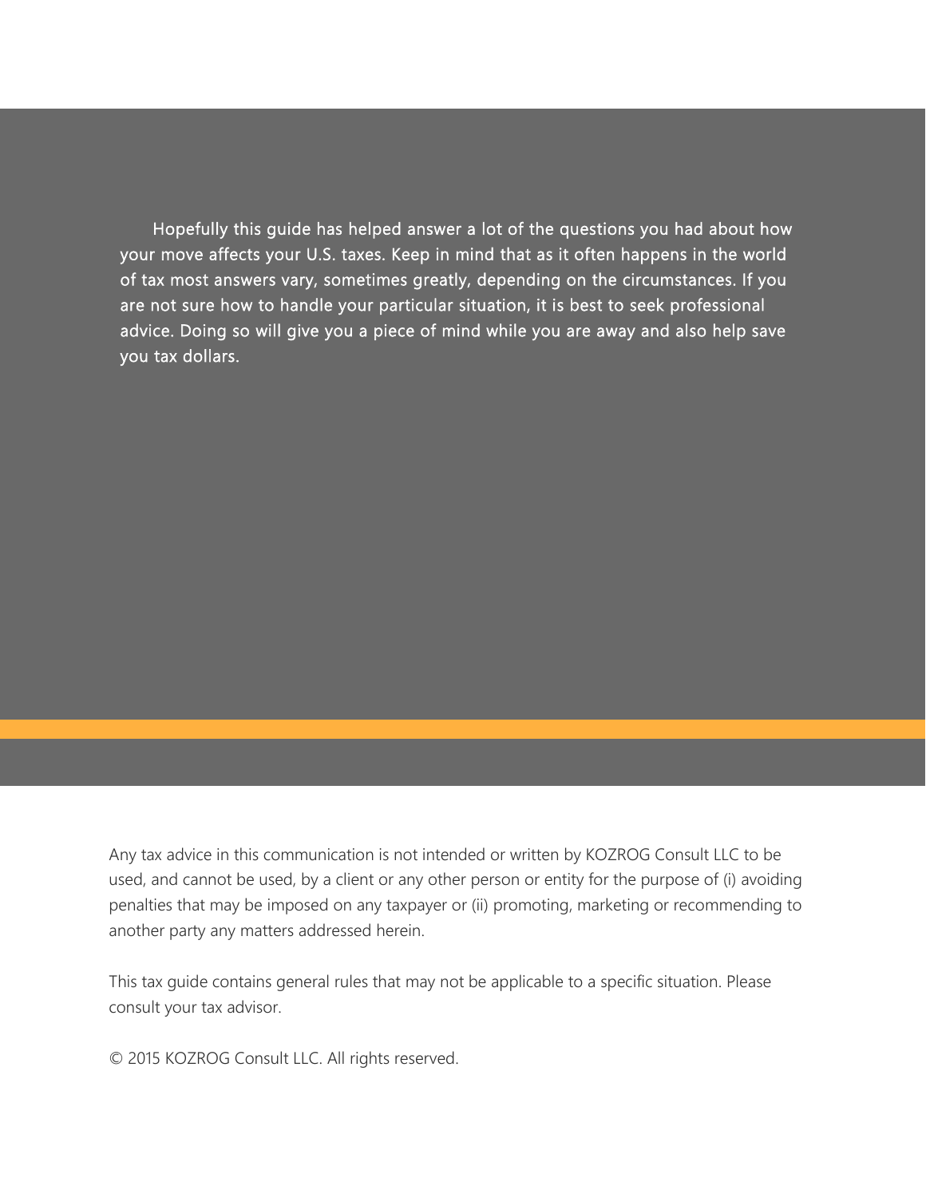Hopefully this guide has helped answer a lot of the questions you had about how your move affects your U.S. taxes. Keep in mind that as it often happens in the world of tax most answers vary, sometimes greatly, depending on the circumstances. If you are not sure how to handle your particular situation, it is best to seek professional advice. Doing so will give you a piece of mind while you are away and also help save you tax dollars.

Any tax advice in this communication is not intended or written by KOZROG Consult LLC to be used, and cannot be used, by a client or any other person or entity for the purpose of (i) avoiding penalties that may be imposed on any taxpayer or (ii) promoting, marketing or recommending to another party any matters addressed herein.

This tax guide contains general rules that may not be applicable to a specific situation. Please consult your tax advisor.

© 2015 KOZROG Consult LLC. All rights reserved.